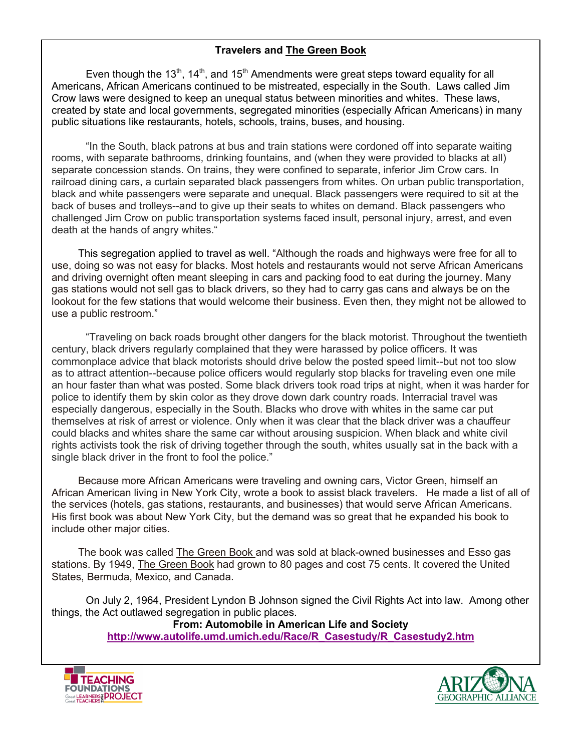# Travelers and The Green Book

Even though the 13th, 14th, and 15th Amendments were great steps toward equality for all Americans, African Americans continued to be mistreated, especially in the South. Laws called Jim Crow laws were designed to keep an unequal status between minorities and whites. These laws, created by state and local governments, segregated minorities (especially African Americans) in many public situations like restaurants, hotels, schools, trains, buses, and housing.

"In the South, black patrons at bus and train stations were cordoned off into separate waiting rooms, with separate bathrooms, drinking fountains, and (when they were provided to blacks at all) separate concession stands. On trains, they were confined to separate, inferior Jim Crow cars. In railroad dining cars, a curtain separated black passengers from whites. On urban public transportation, black and white passengers were separate and unequal. Black passengers were required to sit at the back of buses and trolleys--and to give up their seats to whites on demand. Black passengers who challenged Jim Crow on public transportation systems faced insult, personal injury, arrest, and even death at the hands of angry whites."

This segregation applied to travel as well. "Although the roads and highways were free for all to use, doing so was not easy for blacks. Most hotels and restaurants would not serve African Americans and driving overnight often meant sleeping in cars and packing food to eat during the journey. Many gas stations would not sell gas to black drivers, so they had to carry gas cans and always be on the lookout for the few stations that would welcome their business. Even then, they might not be allowed to use a public restroom."

"Traveling on back roads brought other dangers for the black motorist. Throughout the twentieth century, black drivers regularly complained that they were harassed by police officers. It was commonplace advice that black motorists should drive below the posted speed limit--but not too slow as to attract attention--because police officers would regularly stop blacks for traveling even one mile an hour faster than what was posted. Some black drivers took road trips at night, when it was harder for police to identify them by skin color as they drove down dark country roads. Interracial travel was especially dangerous, especially in the South. Blacks who drove with whites in the same car put themselves at risk of arrest or violence. Only when it was clear that the black driver was a chauffeur could blacks and whites share the same car without arousing suspicion. When black and white civil rights activists took the risk of driving together through the south, whites usually sat in the back with a single black driver in the front to fool the police."

Because more African Americans were traveling and owning cars, Victor Green, himself an African American living in New York City, wrote a book to assist black travelers. He made a list of all of the services (hotels, gas stations, restaurants, and businesses) that would serve African Americans. His first book was about New York City, but the demand was so great that he expanded his book to include other major cities.

The book was called The Green Book and was sold at black-owned businesses and Esso gas stations. By 1949, The Green Book had grown to 80 pages and cost 75 cents. It covered the United States, Bermuda, Mexico, and Canada.

On July 2, 1964, President Lyndon B Johnson signed the Civil Rights Act into law. Among other things, the Act outlawed segregation in public places.

**From: Automobile in American Life and Society**
**http://www.autolife.umd.umich.edu/Race/R_Casestudy/R_Casestudy2.htm**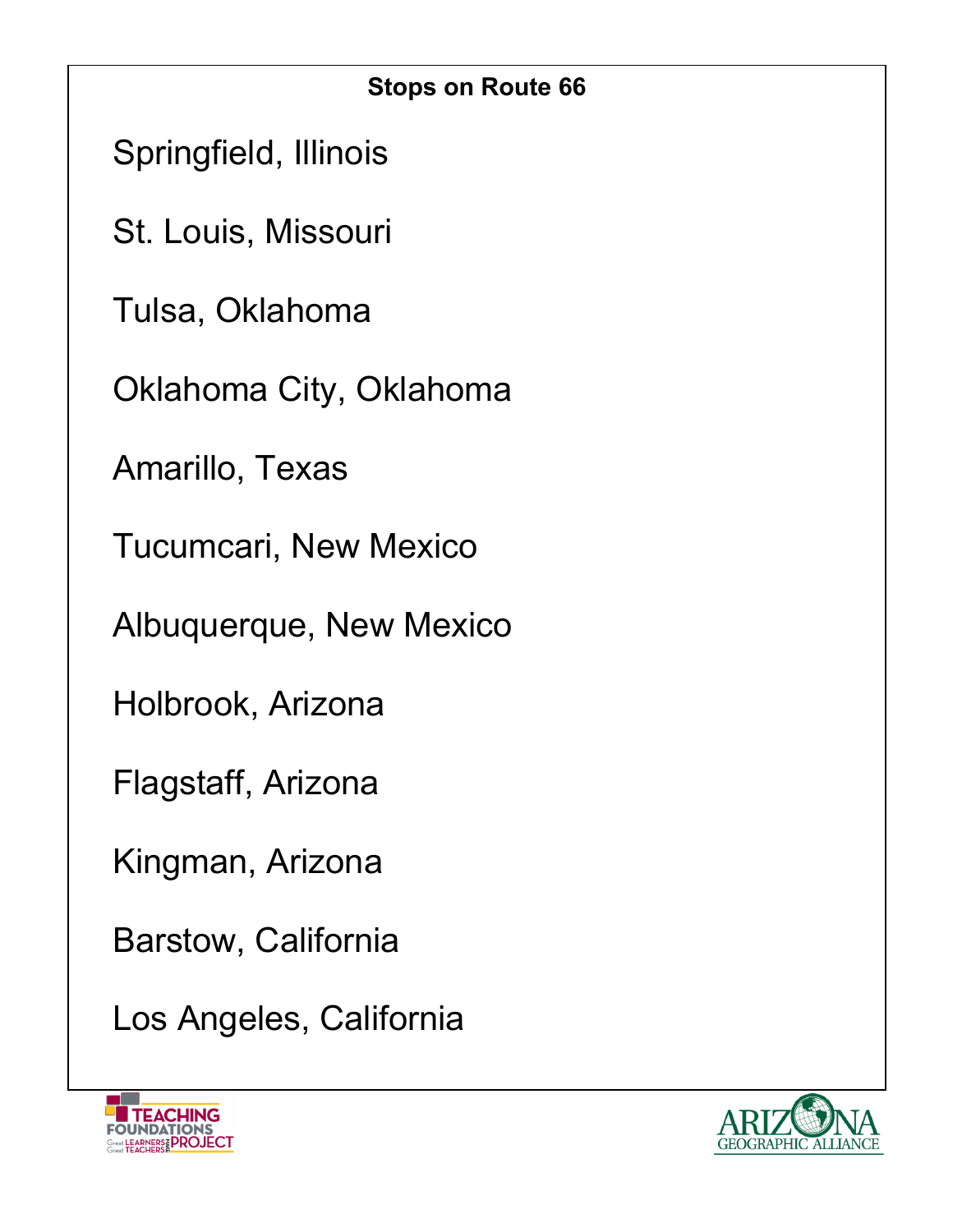**Stops on Route 66**

Springfield, Illinois

St. Louis, Missouri

Tulsa, Oklahoma

Oklahoma City, Oklahoma

Amarillo, Texas

Tucumcari, New Mexico

Albuquerque, New Mexico

Holbrook, Arizona

Flagstaff, Arizona

Kingman, Arizona

Barstow, California

Los Angeles, California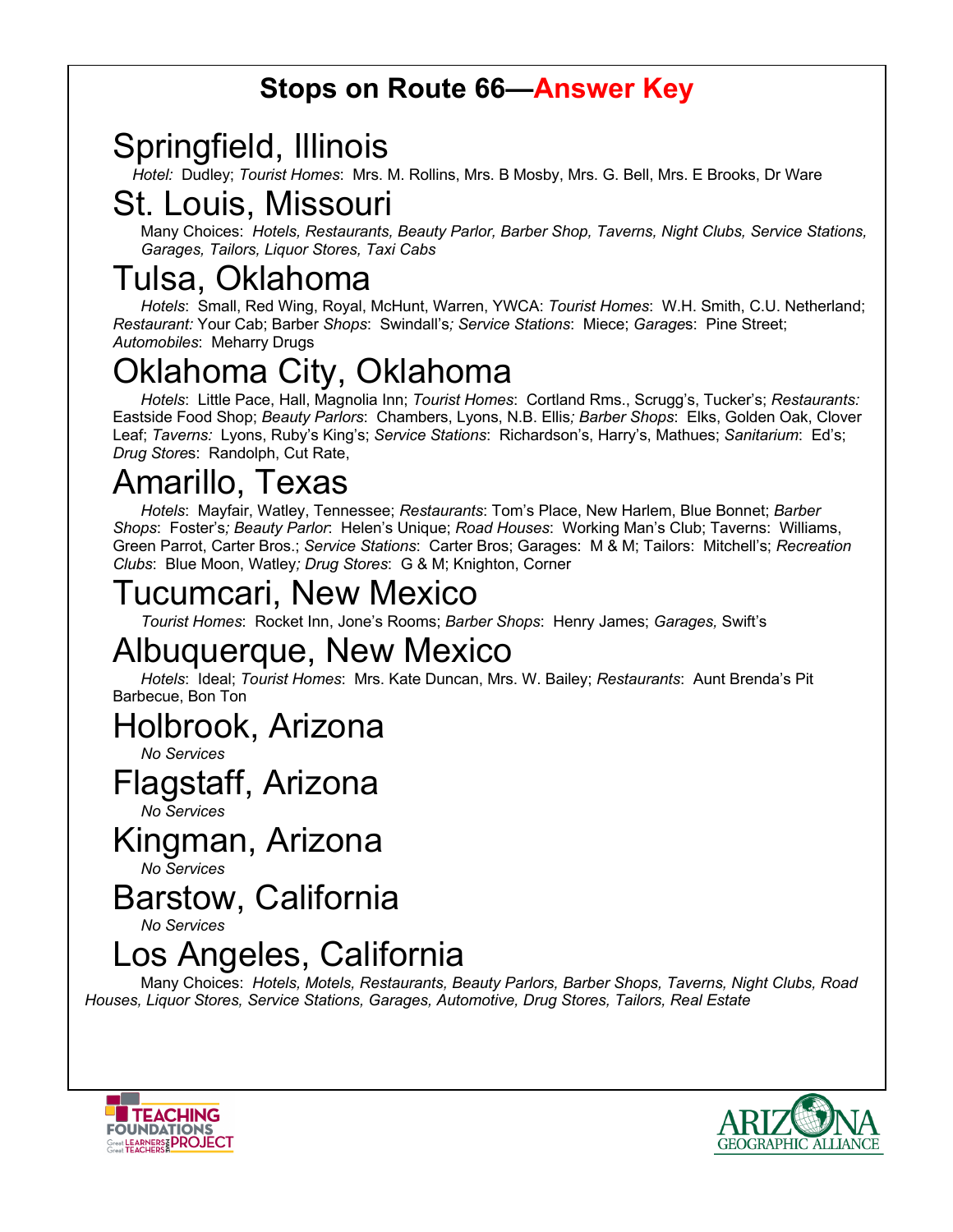# Stops on Route 66—Answer Key

## Springfield, Illinois

*Hotel:* Dudley; *Tourist Homes*: Mrs. M. Rollins, Mrs. B Mosby, Mrs. G. Bell, Mrs. E Brooks, Dr Ware

## St. Louis, Missouri

Many Choices: *Hotels, Restaurants, Beauty Parlor, Barber Shop, Taverns, Night Clubs, Service Stations, Garages, Tailors, Liquor Stores, Taxi Cabs*

## Tulsa, Oklahoma

*Hotels*: Small, Red Wing, Royal, McHunt, Warren, YWCA: *Tourist Homes*: W.H. Smith, C.U. Netherland; *Restaurant:* Your Cab; Barber *Shops*: Swindall's*; Service Stations*: Miece; *Garage*s: Pine Street; *Automobiles*: Meharry Drugs

## Oklahoma City, Oklahoma

*Hotels*: Little Pace, Hall, Magnolia Inn; *Tourist Homes*: Cortland Rms., Scrugg's, Tucker's; *Restaurants:* Eastside Food Shop; *Beauty Parlors*: Chambers, Lyons, N.B. Ellis*; Barber Shops*: Elks, Golden Oak, Clover Leaf; *Taverns:* Lyons, Ruby's King's; *Service Stations*: Richardson's, Harry's, Mathues; *Sanitarium*: Ed's; *Drug Store*s: Randolph, Cut Rate,

## Amarillo, Texas

*Hotels*: Mayfair, Watley, Tennessee; *Restaurants*: Tom's Place, New Harlem, Blue Bonnet; *Barber Shops*: Foster's*; Beauty Parlor*: Helen's Unique; *Road Houses*: Working Man's Club; Taverns: Williams, Green Parrot, Carter Bros.; *Service Stations*: Carter Bros; Garages: M & M; Tailors: Mitchell's; *Recreation Clubs*: Blue Moon, Watley*; Drug Stores*: G & M; Knighton, Corner

## Tucumcari, New Mexico

*Tourist Homes*: Rocket Inn, Jone's Rooms; *Barber Shops*: Henry James; *Garages,* Swift's

## Albuquerque, New Mexico

*Hotels*: Ideal; *Tourist Homes*: Mrs. Kate Duncan, Mrs. W. Bailey; *Restaurants*: Aunt Brenda's Pit Barbecue, Bon Ton

## Holbrook, Arizona

*No Services*

## Flagstaff, Arizona

*No Services*

## Kingman, Arizona

*No Services*

## Barstow, California

*No Services*

## Los Angeles, California

Many Choices: *Hotels, Motels, Restaurants, Beauty Parlors, Barber Shops, Taverns, Night Clubs, Road Houses, Liquor Stores, Service Stations, Garages, Automotive, Drug Stores, Tailors, Real Estate*

TEACHING FOUNDATIONS PROJECT — Great Learners, Great Teachers

ARIZONA GEOGRAPHIC ALLIANCE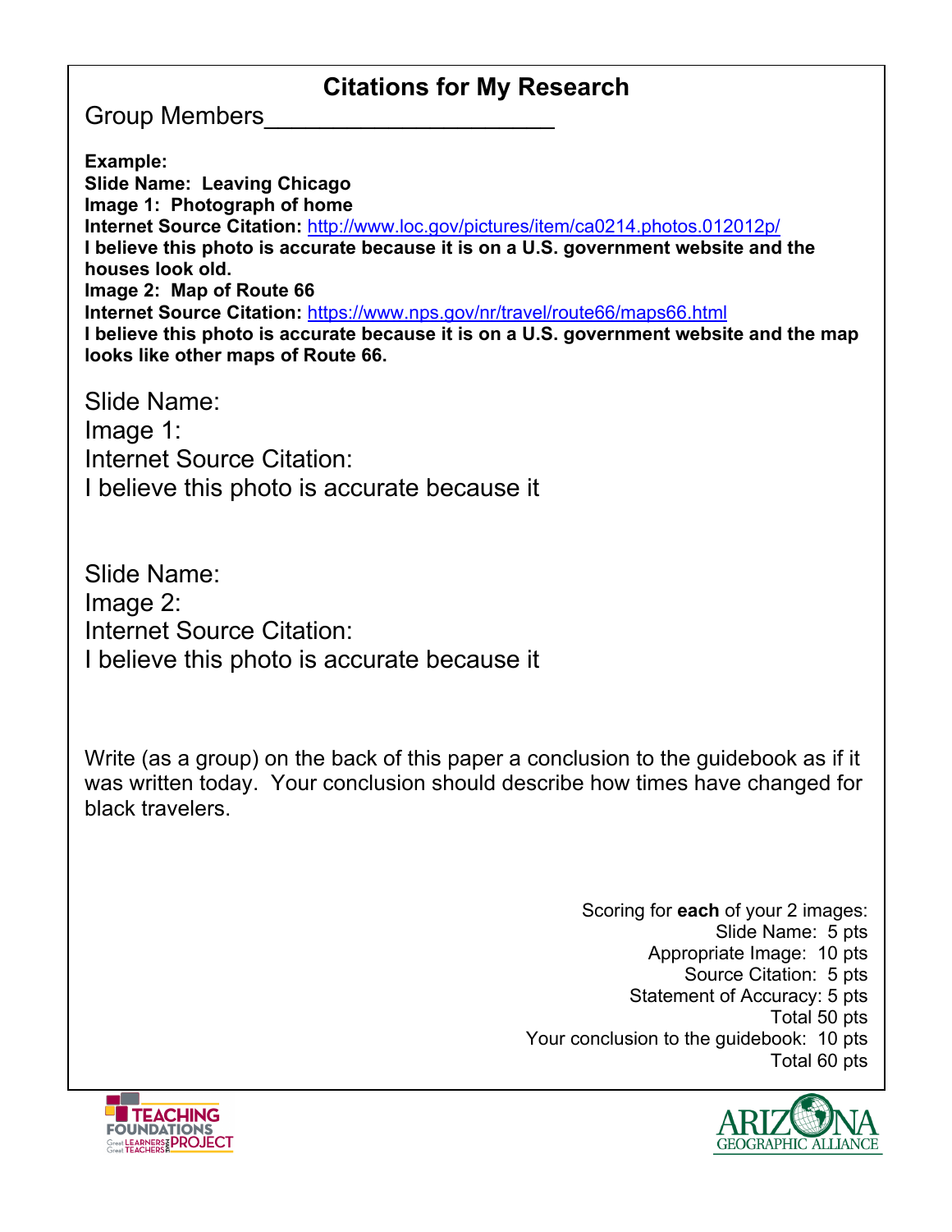# Citations for My Research

Group Members____________________

**Example:**
**Slide Name: Leaving Chicago**
**Image 1: Photograph of home**
**Internet Source Citation:** http://www.loc.gov/pictures/item/ca0214.photos.012012p/
**I believe this photo is accurate because it is on a U.S. government website and the houses look old.**
**Image 2: Map of Route 66**
**Internet Source Citation:** https://www.nps.gov/nr/travel/route66/maps66.html
**I believe this photo is accurate because it is on a U.S. government website and the map looks like other maps of Route 66.**

Slide Name:
Image 1:
Internet Source Citation:
I believe this photo is accurate because it

Slide Name:
Image 2:
Internet Source Citation:
I believe this photo is accurate because it

Write (as a group) on the back of this paper a conclusion to the guidebook as if it was written today. Your conclusion should describe how times have changed for black travelers.

Scoring for **each** of your 2 images:
Slide Name: 5 pts
Appropriate Image: 10 pts
Source Citation: 5 pts
Statement of Accuracy: 5 pts
Total 50 pts
Your conclusion to the guidebook: 10 pts
Total 60 pts

TEACHING FOUNDATIONS PROJECT — Great Learners Great Teachers

ARIZONA GEOGRAPHIC ALLIANCE